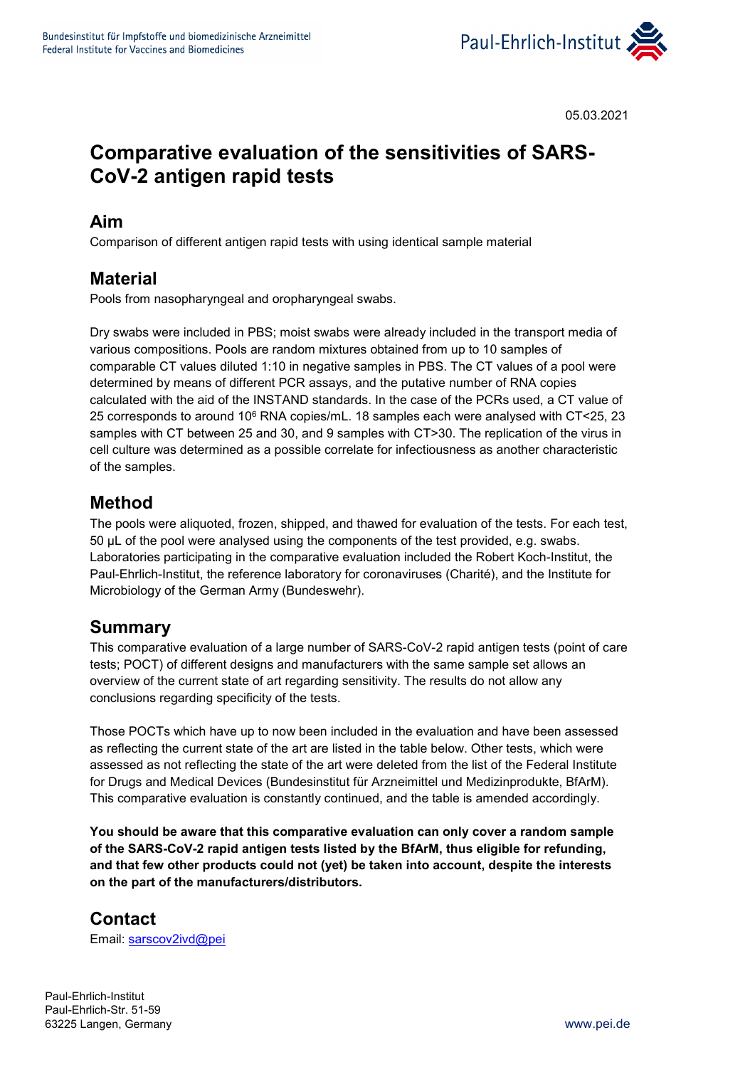Bundesinstitut für Impfstoffe und biomedizinische Arzneimittel
Federal Institute for Vaccines and Biomedicines

Paul-Ehrlich-Institut

05.03.2021

# Comparative evaluation of the sensitivities of SARS-CoV-2 antigen rapid tests

## Aim

Comparison of different antigen rapid tests with using identical sample material

## Material

Pools from nasopharyngeal and oropharyngeal swabs.

Dry swabs were included in PBS; moist swabs were already included in the transport media of various compositions. Pools are random mixtures obtained from up to 10 samples of comparable CT values diluted 1:10 in negative samples in PBS. The CT values of a pool were determined by means of different PCR assays, and the putative number of RNA copies calculated with the aid of the INSTAND standards. In the case of the PCRs used, a CT value of 25 corresponds to around $10^6$ RNA copies/mL. 18 samples each were analysed with CT<25, 23 samples with CT between 25 and 30, and 9 samples with CT>30. The replication of the virus in cell culture was determined as a possible correlate for infectiousness as another characteristic of the samples.

## Method

The pools were aliquoted, frozen, shipped, and thawed for evaluation of the tests. For each test, 50 µL of the pool were analysed using the components of the test provided, e.g. swabs. Laboratories participating in the comparative evaluation included the Robert Koch-Institut, the Paul-Ehrlich-Institut, the reference laboratory for coronaviruses (Charité), and the Institute for Microbiology of the German Army (Bundeswehr).

## Summary

This comparative evaluation of a large number of SARS-CoV-2 rapid antigen tests (point of care tests; POCT) of different designs and manufacturers with the same sample set allows an overview of the current state of art regarding sensitivity. The results do not allow any conclusions regarding specificity of the tests.

Those POCTs which have up to now been included in the evaluation and have been assessed as reflecting the current state of the art are listed in the table below. Other tests, which were assessed as not reflecting the state of the art were deleted from the list of the Federal Institute for Drugs and Medical Devices (Bundesinstitut für Arzneimittel und Medizinprodukte, BfArM). This comparative evaluation is constantly continued, and the table is amended accordingly.

**You should be aware that this comparative evaluation can only cover a random sample of the SARS-CoV-2 rapid antigen tests listed by the BfArM, thus eligible for refunding, and that few other products could not (yet) be taken into account, despite the interests on the part of the manufacturers/distributors.**

## Contact

Email: sarscov2ivd@pei

Paul-Ehrlich-Institut
Paul-Ehrlich-Str. 51-59
63225 Langen, Germany

www.pei.de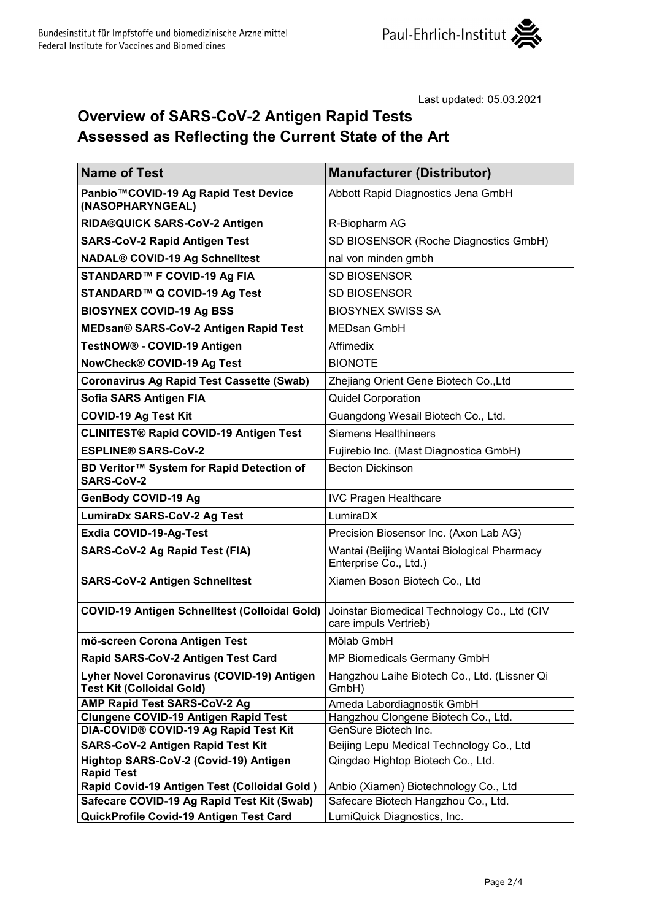Bundesinstitut für Impfstoffe und biomedizinische Arzneimittel
Federal Institute for Vaccines and Biomedicines

Paul-Ehrlich-Institut

Last updated: 05.03.2021

# Overview of SARS-CoV-2 Antigen Rapid Tests Assessed as Reflecting the Current State of the Art

| Name of Test | Manufacturer (Distributor) |
|---|---|
| **Panbio™COVID-19 Ag Rapid Test Device (NASOPHARYNGEAL)** | Abbott Rapid Diagnostics Jena GmbH |
| **RIDA®QUICK SARS-CoV-2 Antigen** | R-Biopharm AG |
| **SARS-CoV-2 Rapid Antigen Test** | SD BIOSENSOR (Roche Diagnostics GmbH) |
| **NADAL® COVID-19 Ag Schnelltest** | nal von minden gmbh |
| **STANDARD™ F COVID-19 Ag FIA** | SD BIOSENSOR |
| **STANDARD™ Q COVID-19 Ag Test** | SD BIOSENSOR |
| **BIOSYNEX COVID-19 Ag BSS** | BIOSYNEX SWISS SA |
| **MEDsan® SARS-CoV-2 Antigen Rapid Test** | MEDsan GmbH |
| **TestNOW® - COVID-19 Antigen** | Affimedix |
| **NowCheck® COVID-19 Ag Test** | BIONOTE |
| **Coronavirus Ag Rapid Test Cassette (Swab)** | Zhejiang Orient Gene Biotech Co.,Ltd |
| **Sofia SARS Antigen FIA** | Quidel Corporation |
| **COVID-19 Ag Test Kit** | Guangdong Wesail Biotech Co., Ltd. |
| **CLINITEST® Rapid COVID-19 Antigen Test** | Siemens Healthineers |
| **ESPLINE® SARS-CoV-2** | Fujirebio Inc. (Mast Diagnostica GmbH) |
| **BD Veritor™ System for Rapid Detection of SARS-CoV-2** | Becton Dickinson |
| **GenBody COVID-19 Ag** | IVC Pragen Healthcare |
| **LumiraDx SARS-CoV-2 Ag Test** | LumiraDX |
| **Exdia COVID-19-Ag-Test** | Precision Biosensor Inc. (Axon Lab AG) |
| **SARS-CoV-2 Ag Rapid Test (FIA)** | Wantai (Beijing Wantai Biological Pharmacy Enterprise Co., Ltd.) |
| **SARS-CoV-2 Antigen Schnelltest** | Xiamen Boson Biotech Co., Ltd |
| **COVID-19 Antigen Schnelltest (Colloidal Gold)** | Joinstar Biomedical Technology Co., Ltd (CIV care impuls Vertrieb) |
| **mö-screen Corona Antigen Test** | Mölab GmbH |
| **Rapid SARS-CoV-2 Antigen Test Card** | MP Biomedicals Germany GmbH |
| **Lyher Novel Coronavirus (COVID-19) Antigen Test Kit (Colloidal Gold)** | Hangzhou Laihe Biotech Co., Ltd. (Lissner Qi GmbH) |
| **AMP Rapid Test SARS-CoV-2 Ag** | Ameda Labordiagnostik GmbH |
| **Clungene COVID-19 Antigen Rapid Test** | Hangzhou Clongene Biotech Co., Ltd. |
| **DIA-COVID® COVID-19 Ag Rapid Test Kit** | GenSure Biotech Inc. |
| **SARS-CoV-2 Antigen Rapid Test Kit** | Beijing Lepu Medical Technology Co., Ltd |
| **Hightop SARS-CoV-2 (Covid-19) Antigen Rapid Test** | Qingdao Hightop Biotech Co., Ltd. |
| **Rapid Covid-19 Antigen Test (Colloidal Gold )** | Anbio (Xiamen) Biotechnology Co., Ltd |
| **Safecare COVID-19 Ag Rapid Test Kit (Swab)** | Safecare Biotech Hangzhou Co., Ltd. |
| **QuickProfile Covid-19 Antigen Test Card** | LumiQuick Diagnostics, Inc. |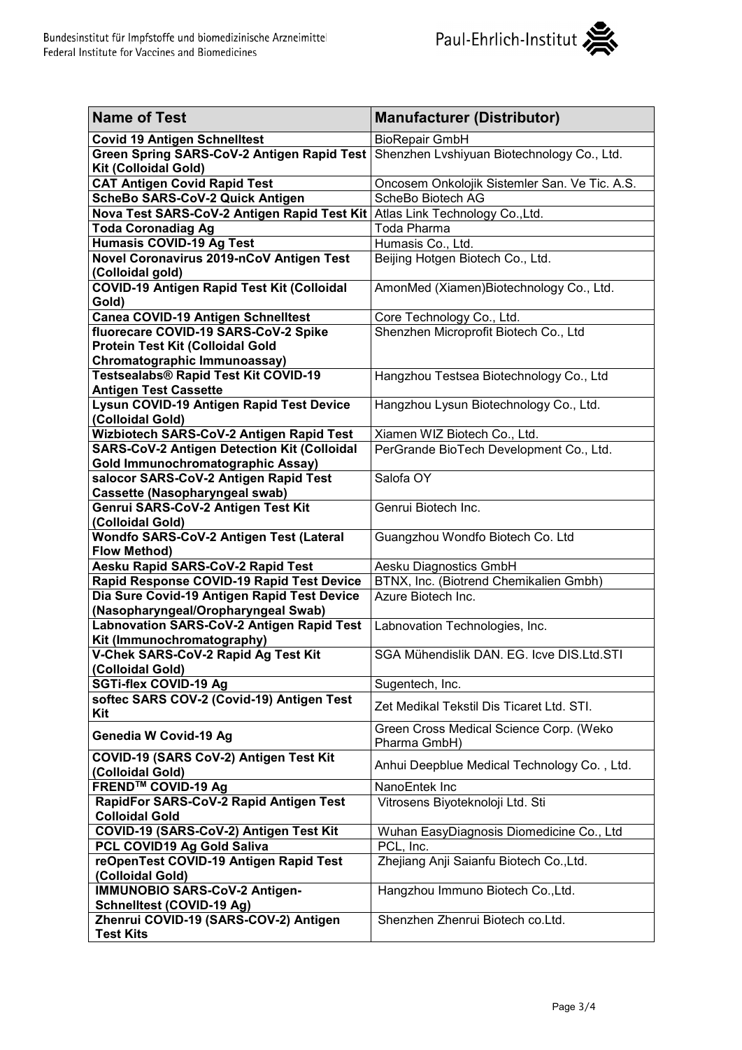| Name of Test | Manufacturer (Distributor) |
| --- | --- |
| **Covid 19 Antigen Schnelltest** | BioRepair GmbH |
| **Green Spring SARS-CoV-2 Antigen Rapid Test Kit (Colloidal Gold)** | Shenzhen Lvshiyuan Biotechnology Co., Ltd. |
| **CAT Antigen Covid Rapid Test** | Oncosem Onkolojik Sistemler San. Ve Tic. A.S. |
| **ScheBo SARS-CoV-2 Quick Antigen** | ScheBo Biotech AG |
| **Nova Test SARS-CoV-2 Antigen Rapid Test Kit** | Atlas Link Technology Co.,Ltd. |
| **Toda Coronadiag Ag** | Toda Pharma |
| **Humasis COVID-19 Ag Test** | Humasis Co., Ltd. |
| **Novel Coronavirus 2019-nCoV Antigen Test (Colloidal gold)** | Beijing Hotgen Biotech Co., Ltd. |
| **COVID-19 Antigen Rapid Test Kit (Colloidal Gold)** | AmonMed (Xiamen)Biotechnology Co., Ltd. |
| **Canea COVID-19 Antigen Schnelltest** | Core Technology Co., Ltd. |
| **fluorecare COVID-19 SARS-CoV-2 Spike Protein Test Kit (Colloidal Gold Chromatographic Immunoassay)** | Shenzhen Microprofit Biotech Co., Ltd |
| **Testsealabs® Rapid Test Kit COVID-19 Antigen Test Cassette** | Hangzhou Testsea Biotechnology Co., Ltd |
| **Lysun COVID-19 Antigen Rapid Test Device (Colloidal Gold)** | Hangzhou Lysun Biotechnology Co., Ltd. |
| **Wizbiotech SARS-CoV-2 Antigen Rapid Test** | Xiamen WIZ Biotech Co., Ltd. |
| **SARS-CoV-2 Antigen Detection Kit (Colloidal Gold Immunochromatographic Assay)** | PerGrande BioTech Development Co., Ltd. |
| **salocor SARS-CoV-2 Antigen Rapid Test Cassette (Nasopharyngeal swab)** | Salofa OY |
| **Genrui SARS-CoV-2 Antigen Test Kit (Colloidal Gold)** | Genrui Biotech Inc. |
| **Wondfo SARS-CoV-2 Antigen Test (Lateral Flow Method)** | Guangzhou Wondfo Biotech Co. Ltd |
| **Aesku Rapid SARS-CoV-2 Rapid Test** | Aesku Diagnostics GmbH |
| **Rapid Response COVID-19 Rapid Test Device** | BTNX, Inc. (Biotrend Chemikalien Gmbh) |
| **Dia Sure Covid-19 Antigen Rapid Test Device (Nasopharyngeal/Oropharyngeal Swab)** | Azure Biotech Inc. |
| **Labnovation SARS-CoV-2 Antigen Rapid Test Kit (Immunochromatography)** | Labnovation Technologies, Inc. |
| **V-Chek SARS-CoV-2 Rapid Ag Test Kit (Colloidal Gold)** | SGA Mühendislik DAN. EG. Icve DIS.Ltd.STI |
| **SGTi-flex COVID-19 Ag** | Sugentech, Inc. |
| **softec SARS COV-2 (Covid-19) Antigen Test Kit** | Zet Medikal Tekstil Dis Ticaret Ltd. STI. |
| **Genedia W Covid-19 Ag** | Green Cross Medical Science Corp. (Weko Pharma GmbH) |
| **COVID-19 (SARS CoV-2) Antigen Test Kit (Colloidal Gold)** | Anhui Deepblue Medical Technology Co. , Ltd. |
| **FREND™ COVID-19 Ag** | NanoEntek Inc |
| **RapidFor SARS-CoV-2 Rapid Antigen Test Colloidal Gold** | Vitrosens Biyoteknoloji Ltd. Sti |
| **COVID-19 (SARS-CoV-2) Antigen Test Kit** | Wuhan EasyDiagnosis Diomedicine Co., Ltd |
| **PCL COVID19 Ag Gold Saliva** | PCL, Inc. |
| **reOpenTest COVID-19 Antigen Rapid Test (Colloidal Gold)** | Zhejiang Anji Saianfu Biotech Co.,Ltd. |
| **IMMUNOBIO SARS-CoV-2 Antigen-Schnelltest (COVID-19 Ag)** | Hangzhou Immuno Biotech Co.,Ltd. |
| **Zhenrui COVID-19 (SARS-COV-2) Antigen Test Kits** | Shenzhen Zhenrui Biotech co.Ltd. |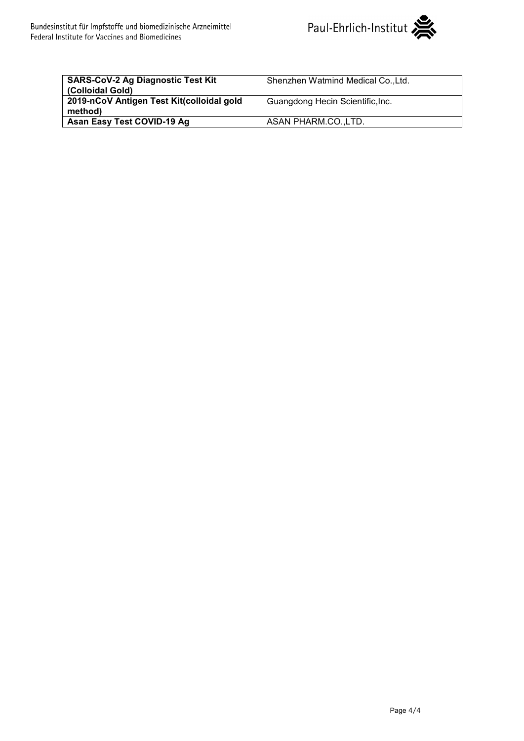| | |
|---|---|
| **SARS-CoV-2 Ag Diagnostic Test Kit (Colloidal Gold)** | Shenzhen Watmind Medical Co.,Ltd. |
| **2019-nCoV Antigen Test Kit(colloidal gold method)** | Guangdong Hecin Scientific,Inc. |
| **Asan Easy Test COVID-19 Ag** | ASAN PHARM.CO.,LTD. |